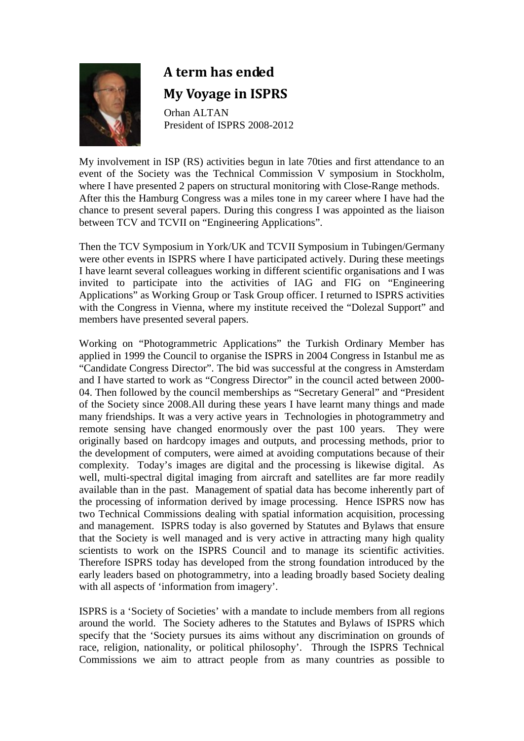# A term has ended

## My Voyage in ISPRS

Orhan ALTAN
President of ISPRS 2008-2012

My involvement in ISP (RS) activities begun in late 70ties and first attendance to an event of the Society was the Technical Commission V symposium in Stockholm, where I have presented 2 papers on structural monitoring with Close-Range methods. After this the Hamburg Congress was a miles tone in my career where I have had the chance to present several papers. During this congress I was appointed as the liaison between TCV and TCVII on "Engineering Applications".

Then the TCV Symposium in York/UK and TCVII Symposium in Tubingen/Germany were other events in ISPRS where I have participated actively. During these meetings I have learnt several colleagues working in different scientific organisations and I was invited to participate into the activities of IAG and FIG on "Engineering Applications" as Working Group or Task Group officer. I returned to ISPRS activities with the Congress in Vienna, where my institute received the "Dolezal Support" and members have presented several papers.

Working on "Photogrammetric Applications" the Turkish Ordinary Member has applied in 1999 the Council to organise the ISPRS in 2004 Congress in Istanbul me as "Candidate Congress Director". The bid was successful at the congress in Amsterdam and I have started to work as "Congress Director" in the council acted between 2000-04. Then followed by the council memberships as "Secretary General" and "President of the Society since 2008.All during these years I have learnt many things and made many friendships. It was a very active years in Technologies in photogrammetry and remote sensing have changed enormously over the past 100 years. They were originally based on hardcopy images and outputs, and processing methods, prior to the development of computers, were aimed at avoiding computations because of their complexity. Today's images are digital and the processing is likewise digital. As well, multi-spectral digital imaging from aircraft and satellites are far more readily available than in the past. Management of spatial data has become inherently part of the processing of information derived by image processing. Hence ISPRS now has two Technical Commissions dealing with spatial information acquisition, processing and management. ISPRS today is also governed by Statutes and Bylaws that ensure that the Society is well managed and is very active in attracting many high quality scientists to work on the ISPRS Council and to manage its scientific activities. Therefore ISPRS today has developed from the strong foundation introduced by the early leaders based on photogrammetry, into a leading broadly based Society dealing with all aspects of 'information from imagery'.

ISPRS is a 'Society of Societies' with a mandate to include members from all regions around the world. The Society adheres to the Statutes and Bylaws of ISPRS which specify that the 'Society pursues its aims without any discrimination on grounds of race, religion, nationality, or political philosophy'. Through the ISPRS Technical Commissions we aim to attract people from as many countries as possible to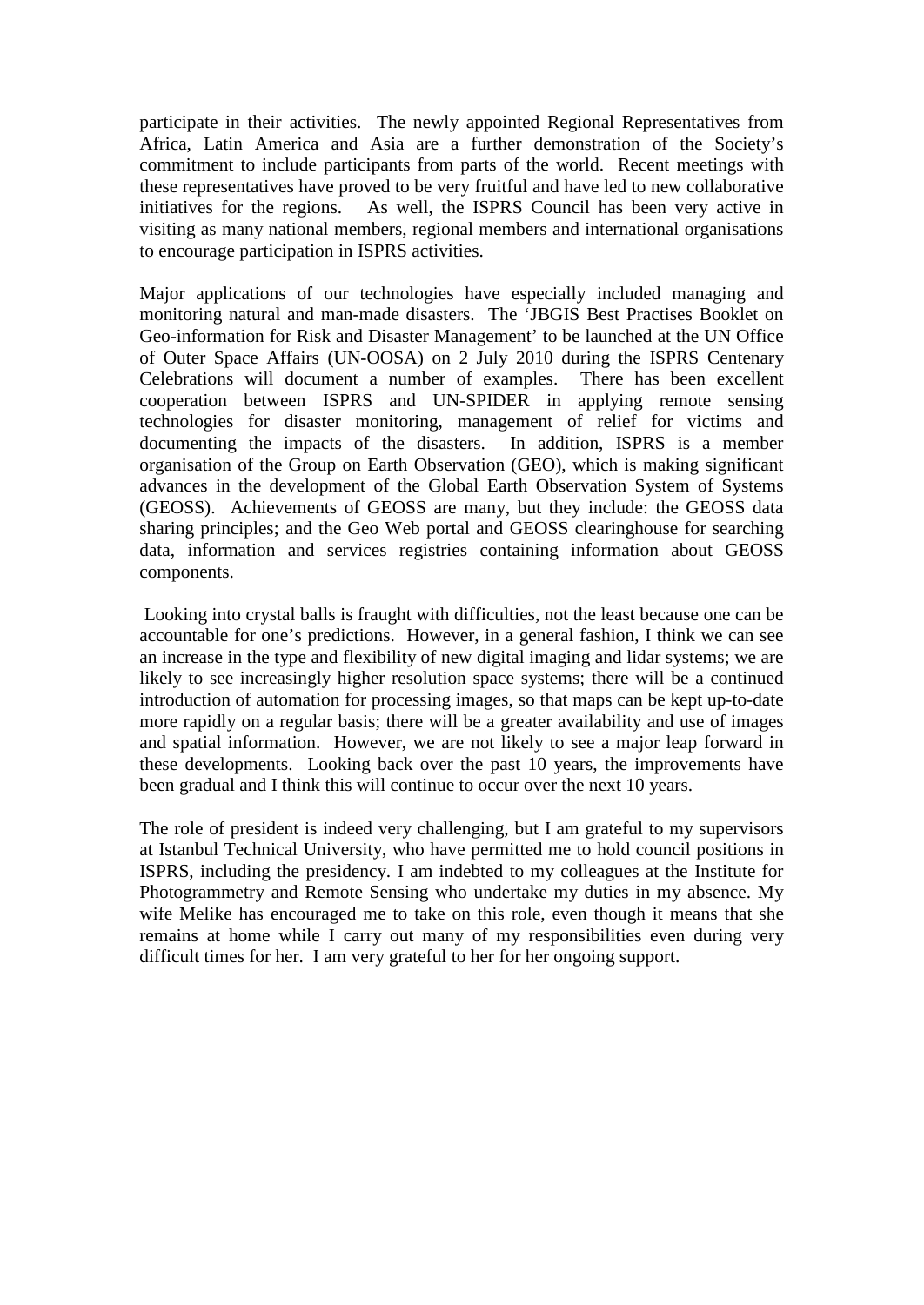participate in their activities. The newly appointed Regional Representatives from Africa, Latin America and Asia are a further demonstration of the Society's commitment to include participants from parts of the world. Recent meetings with these representatives have proved to be very fruitful and have led to new collaborative initiatives for the regions. As well, the ISPRS Council has been very active in visiting as many national members, regional members and international organisations to encourage participation in ISPRS activities.

Major applications of our technologies have especially included managing and monitoring natural and man-made disasters. The 'JBGIS Best Practises Booklet on Geo-information for Risk and Disaster Management' to be launched at the UN Office of Outer Space Affairs (UN-OOSA) on 2 July 2010 during the ISPRS Centenary Celebrations will document a number of examples. There has been excellent cooperation between ISPRS and UN-SPIDER in applying remote sensing technologies for disaster monitoring, management of relief for victims and documenting the impacts of the disasters. In addition, ISPRS is a member organisation of the Group on Earth Observation (GEO), which is making significant advances in the development of the Global Earth Observation System of Systems (GEOSS). Achievements of GEOSS are many, but they include: the GEOSS data sharing principles; and the Geo Web portal and GEOSS clearinghouse for searching data, information and services registries containing information about GEOSS components.

Looking into crystal balls is fraught with difficulties, not the least because one can be accountable for one's predictions. However, in a general fashion, I think we can see an increase in the type and flexibility of new digital imaging and lidar systems; we are likely to see increasingly higher resolution space systems; there will be a continued introduction of automation for processing images, so that maps can be kept up-to-date more rapidly on a regular basis; there will be a greater availability and use of images and spatial information. However, we are not likely to see a major leap forward in these developments. Looking back over the past 10 years, the improvements have been gradual and I think this will continue to occur over the next 10 years.

The role of president is indeed very challenging, but I am grateful to my supervisors at Istanbul Technical University, who have permitted me to hold council positions in ISPRS, including the presidency. I am indebted to my colleagues at the Institute for Photogrammetry and Remote Sensing who undertake my duties in my absence. My wife Melike has encouraged me to take on this role, even though it means that she remains at home while I carry out many of my responsibilities even during very difficult times for her. I am very grateful to her for her ongoing support.